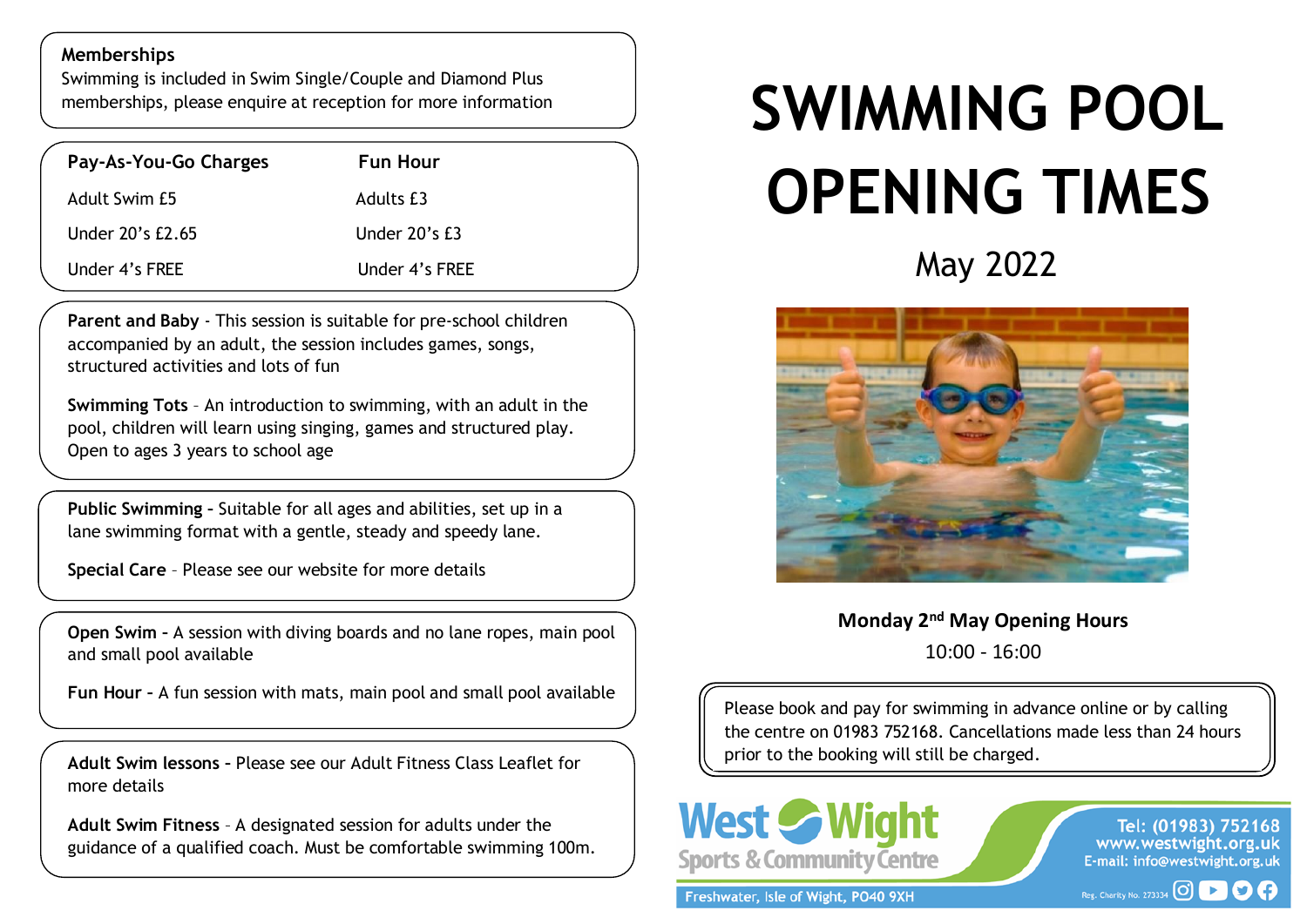# SWIMMING POOL OPENING TIMES

May 2022

**Monday 2nd May Opening Hours**

10:00 - 16:00

Please book and pay for swimming in advance online or by calling the centre on 01983 752168. Cancellations made less than 24 hours prior to the booking will still be charged.

**Memberships**

Swimming is included in Swim Single/Couple and Diamond Plus memberships, please enquire at reception for more information

| Pay-As-You-Go Charges | Fun Hour |
| --- | --- |
| Adult Swim £5 | Adults £3 |
| Under 20's £2.65 | Under 20's £3 |
| Under 4's FREE | Under 4's FREE |

**Parent and Baby** - This session is suitable for pre-school children accompanied by an adult, the session includes games, songs, structured activities and lots of fun

**Swimming Tots** – An introduction to swimming, with an adult in the pool, children will learn using singing, games and structured play. Open to ages 3 years to school age

**Public Swimming** - Suitable for all ages and abilities, set up in a lane swimming format with a gentle, steady and speedy lane.

**Special Care** – Please see our website for more details

**Open Swim** - A session with diving boards and no lane ropes, main pool and small pool available

**Fun Hour** - A fun session with mats, main pool and small pool available

**Adult Swim lessons** - Please see our Adult Fitness Class Leaflet for more details

**Adult Swim Fitness** – A designated session for adults under the guidance of a qualified coach. Must be comfortable swimming 100m.

West Wight Sports & Community Centre

Freshwater, Isle of Wight, PO40 9XH

Tel: (01983) 752168
www.westwight.org.uk
E-mail: info@westwight.org.uk

Reg. Charity No. 273334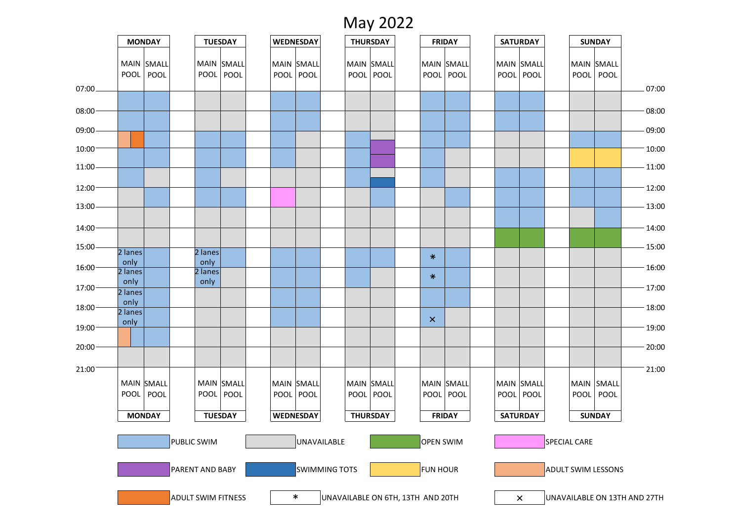# May 2022

MONDAY | TUESDAY | WEDNESDAY | THURSDAY | FRIDAY | SATURDAY | SUNDAY

MAIN POOL | SMALL POOL

07:00
08:00
09:00
10:00
11:00
12:00
13:00
14:00
15:00
16:00
17:00
18:00
19:00
20:00
21:00

2 lanes only

2 lanes only

2 lanes only

2 lanes only

2 lanes only

2 lanes only

*

*

×

MAIN POOL | SMALL POOL

MONDAY | TUESDAY | WEDNESDAY | THURSDAY | FRIDAY | SATURDAY | SUNDAY

PUBLIC SWIM

UNAVAILABLE

OPEN SWIM

SPECIAL CARE

PARENT AND BABY

SWIMMING TOTS

FUN HOUR

ADULT SWIM LESSONS

ADULT SWIM FITNESS

* UNAVAILABLE ON 6TH, 13TH AND 20TH

× UNAVAILABLE ON 13TH AND 27TH